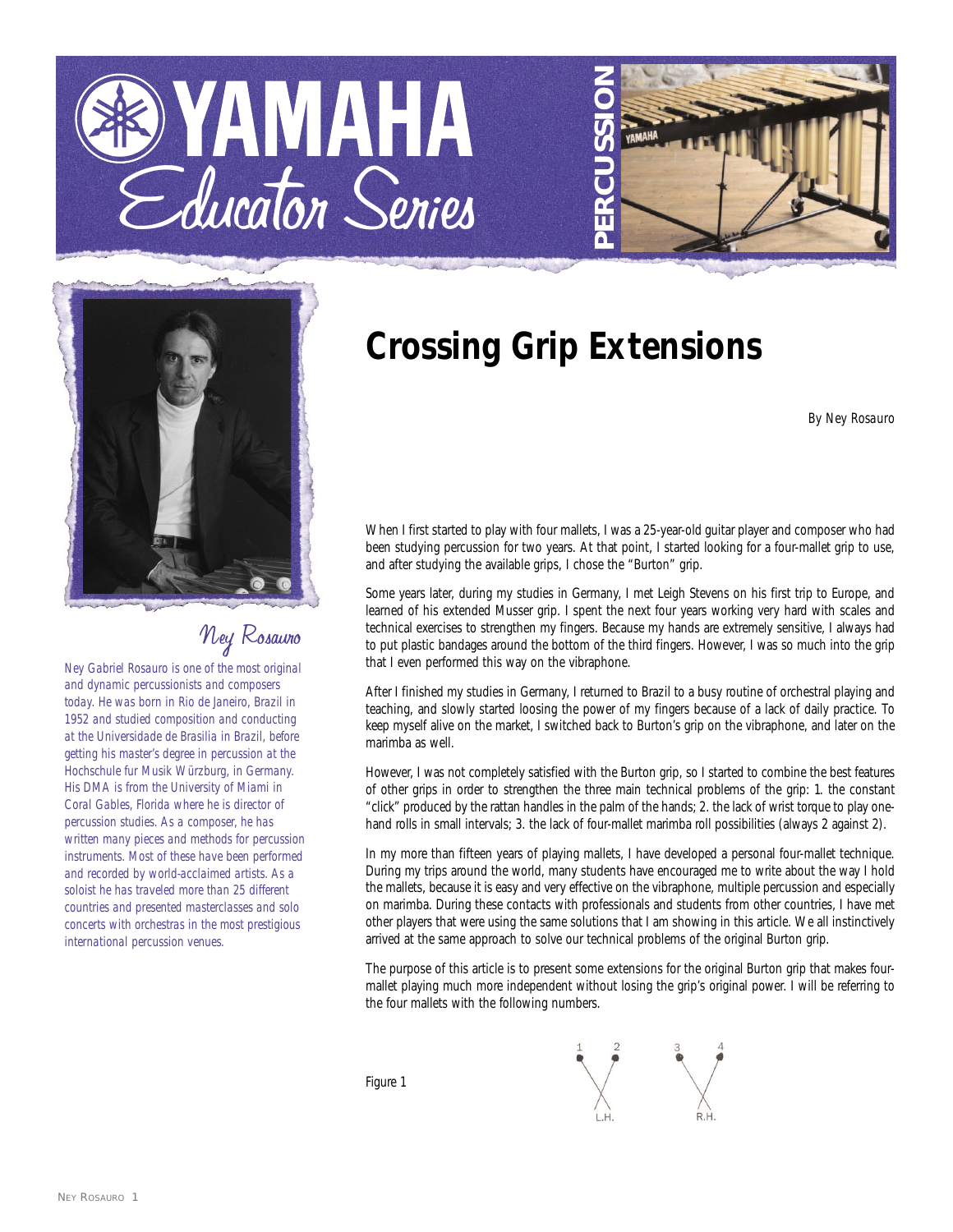# Yamaha Educator Series

PERCUSSION

## Ney Rosauro

*Ney Gabriel Rosauro is one of the most original and dynamic percussionists and composers today. He was born in Rio de Janeiro, Brazil in 1952 and studied composition and conducting at the Universidade de Brasilia in Brazil, before getting his master's degree in percussion at the Hochschule fur Musik Würzburg, in Germany. His DMA is from the University of Miami in Coral Gables, Florida where he is director of percussion studies. As a composer, he has written many pieces and methods for percussion instruments. Most of these have been performed and recorded by world-acclaimed artists. As a soloist he has traveled more than 25 different countries and presented masterclasses and solo concerts with orchestras in the most prestigious international percussion venues.*

# Crossing Grip Extensions

*By Ney Rosauro*

When I first started to play with four mallets, I was a 25-year-old guitar player and composer who had been studying percussion for two years. At that point, I started looking for a four-mallet grip to use, and after studying the available grips, I chose the "Burton" grip.

Some years later, during my studies in Germany, I met Leigh Stevens on his first trip to Europe, and learned of his extended Musser grip. I spent the next four years working very hard with scales and technical exercises to strengthen my fingers. Because my hands are extremely sensitive, I always had to put plastic bandages around the bottom of the third fingers. However, I was so much into the grip that I even performed this way on the vibraphone.

After I finished my studies in Germany, I returned to Brazil to a busy routine of orchestral playing and teaching, and slowly started loosing the power of my fingers because of a lack of daily practice. To keep myself alive on the market, I switched back to Burton's grip on the vibraphone, and later on the marimba as well.

However, I was not completely satisfied with the Burton grip, so I started to combine the best features of other grips in order to strengthen the three main technical problems of the grip: 1. the constant "click" produced by the rattan handles in the palm of the hands; 2. the lack of wrist torque to play one-hand rolls in small intervals; 3. the lack of four-mallet marimba roll possibilities (always 2 against 2).

In my more than fifteen years of playing mallets, I have developed a personal four-mallet technique. During my trips around the world, many students have encouraged me to write about the way I hold the mallets, because it is easy and very effective on the vibraphone, multiple percussion and especially on marimba. During these contacts with professionals and students from other countries, I have met other players that were using the same solutions that I am showing in this article. We all instinctively arrived at the same approach to solve our technical problems of the original Burton grip.

The purpose of this article is to present some extensions for the original Burton grip that makes four-mallet playing much more independent without losing the grip's original power. I will be referring to the four mallets with the following numbers.

Figure 1

1 2 (L.H.) 3 4 (R.H.)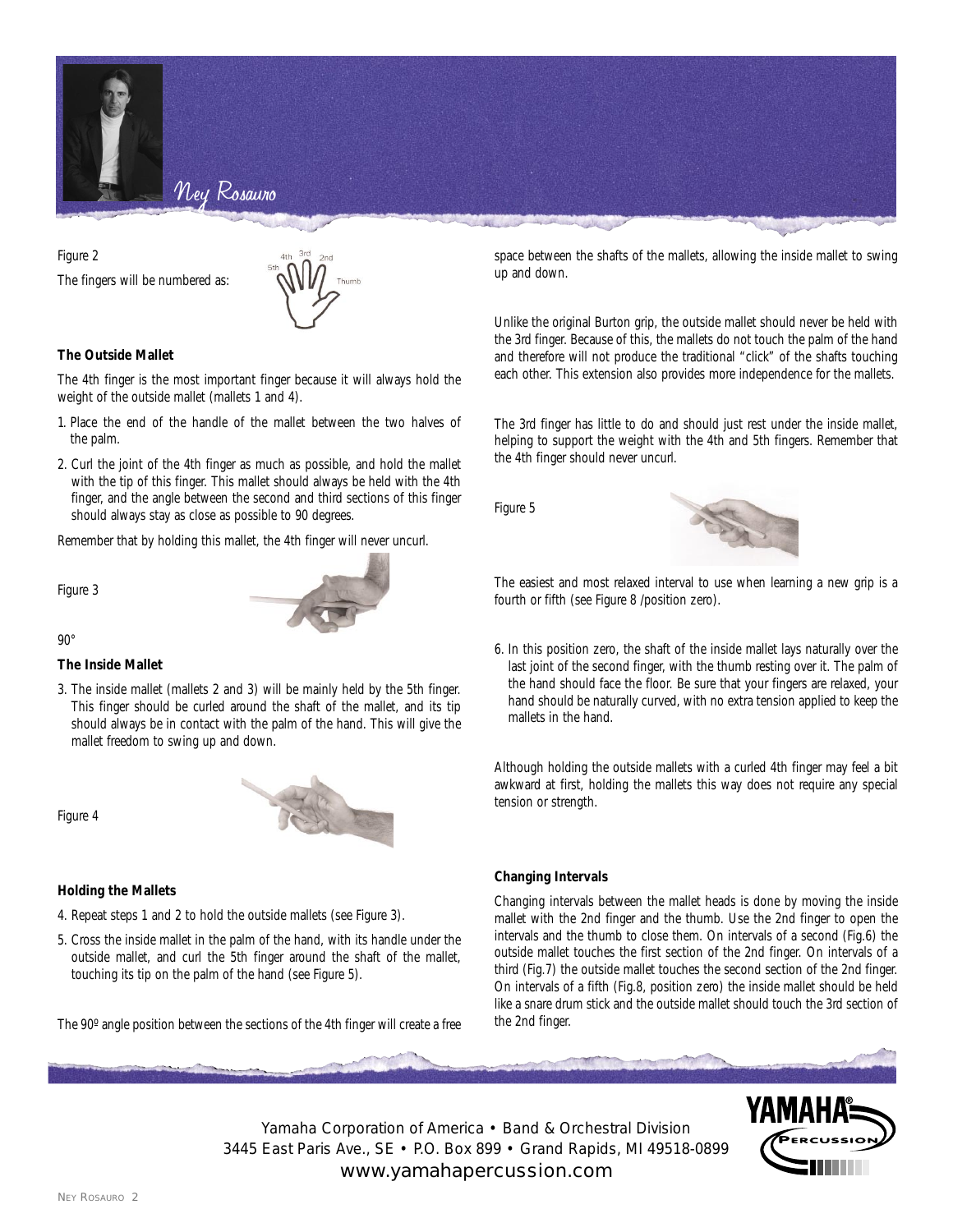Figure 2

The fingers will be numbered as:

**The Outside Mallet**

The 4th finger is the most important finger because it will always hold the weight of the outside mallet (mallets 1 and 4).

1. Place the end of the handle of the mallet between the two halves of the palm.
2. Curl the joint of the 4th finger as much as possible, and hold the mallet with the tip of this finger. This mallet should always be held with the 4th finger, and the angle between the second and third sections of this finger should always stay as close as possible to 90 degrees.

Remember that by holding this mallet, the 4th finger will never uncurl.

Figure 3

90°

**The Inside Mallet**

3. The inside mallet (mallets 2 and 3) will be mainly held by the 5th finger. This finger should be curled around the shaft of the mallet, and its tip should always be in contact with the palm of the hand. This will give the mallet freedom to swing up and down.

Figure 4

**Holding the Mallets**

4. Repeat steps 1 and 2 to hold the outside mallets (see Figure 3).
5. Cross the inside mallet in the palm of the hand, with its handle under the outside mallet, and curl the 5th finger around the shaft of the mallet, touching its tip on the palm of the hand (see Figure 5).

The 90º angle position between the sections of the 4th finger will create a free space between the shafts of the mallets, allowing the inside mallet to swing up and down.

Unlike the original Burton grip, the outside mallet should never be held with the 3rd finger. Because of this, the mallets do not touch the palm of the hand and therefore will not produce the traditional "click" of the shafts touching each other. This extension also provides more independence for the mallets.

The 3rd finger has little to do and should just rest under the inside mallet, helping to support the weight with the 4th and 5th fingers. Remember that the 4th finger should never uncurl.

Figure 5

The easiest and most relaxed interval to use when learning a new grip is a fourth or fifth (see Figure 8 /position zero).

6. In this position zero, the shaft of the inside mallet lays naturally over the last joint of the second finger, with the thumb resting over it. The palm of the hand should face the floor. Be sure that your fingers are relaxed, your hand should be naturally curved, with no extra tension applied to keep the mallets in the hand.

Although holding the outside mallets with a curled 4th finger may feel a bit awkward at first, holding the mallets this way does not require any special tension or strength.

**Changing Intervals**

Changing intervals between the mallet heads is done by moving the inside mallet with the 2nd finger and the thumb. Use the 2nd finger to open the intervals and the thumb to close them. On intervals of a second (Fig.6) the outside mallet touches the first section of the 2nd finger. On intervals of a third (Fig.7) the outside mallet touches the second section of the 2nd finger. On intervals of a fifth (Fig.8, position zero) the inside mallet should be held like a snare drum stick and the outside mallet should touch the 3rd section of the 2nd finger.

Yamaha Corporation of America • Band & Orchestral Division
3445 East Paris Ave., SE • P.O. Box 899 • Grand Rapids, MI 49518-0899
www.yamahapercussion.com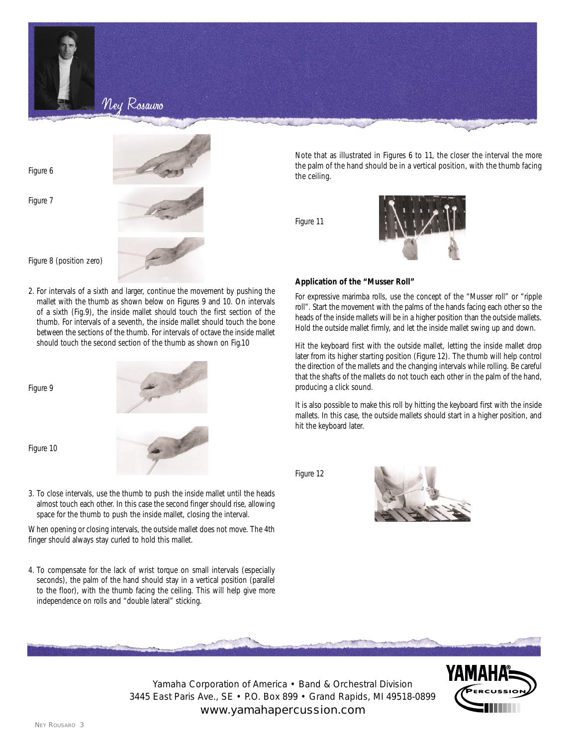Ney Rosauro

Figure 6

Figure 7

Figure 8 (position zero)

2. For intervals of a sixth and larger, continue the movement by pushing the mallet with the thumb as shown below on Figures 9 and 10. On intervals of a sixth (Fig.9), the inside mallet should touch the first section of the thumb. For intervals of a seventh, the inside mallet should touch the bone between the sections of the thumb. For intervals of octave the inside mallet should touch the second section of the thumb as shown on Fig.10

Figure 9

Figure 10

3. To close intervals, use the thumb to push the inside mallet until the heads almost touch each other. In this case the second finger should rise, allowing space for the thumb to push the inside mallet, closing the interval.

When opening or closing intervals, the outside mallet does not move. The 4th finger should always stay curled to hold this mallet.

4. To compensate for the lack of wrist torque on small intervals (especially seconds), the palm of the hand should stay in a vertical position (parallel to the floor), with the thumb facing the ceiling. This will help give more independence on rolls and "double lateral" sticking.

Note that as illustrated in Figures 6 to 11, the closer the interval the more the palm of the hand should be in a vertical position, with the thumb facing the ceiling.

Figure 11

**Application of the "Musser Roll"**

For expressive marimba rolls, use the concept of the "Musser roll" or "ripple roll". Start the movement with the palms of the hands facing each other so the heads of the inside mallets will be in a higher position than the outside mallets. Hold the outside mallet firmly, and let the inside mallet swing up and down.

Hit the keyboard first with the outside mallet, letting the inside mallet drop later from its higher starting position (Figure 12). The thumb will help control the direction of the mallets and the changing intervals while rolling. Be careful that the shafts of the mallets do not touch each other in the palm of the hand, producing a click sound.

It is also possible to make this roll by hitting the keyboard first with the inside mallets. In this case, the outside mallets should start in a higher position, and hit the keyboard later.

Figure 12

Yamaha Corporation of America • Band & Orchestral Division
3445 East Paris Ave., SE • P.O. Box 899 • Grand Rapids, MI 49518-0899
www.yamahapercussion.com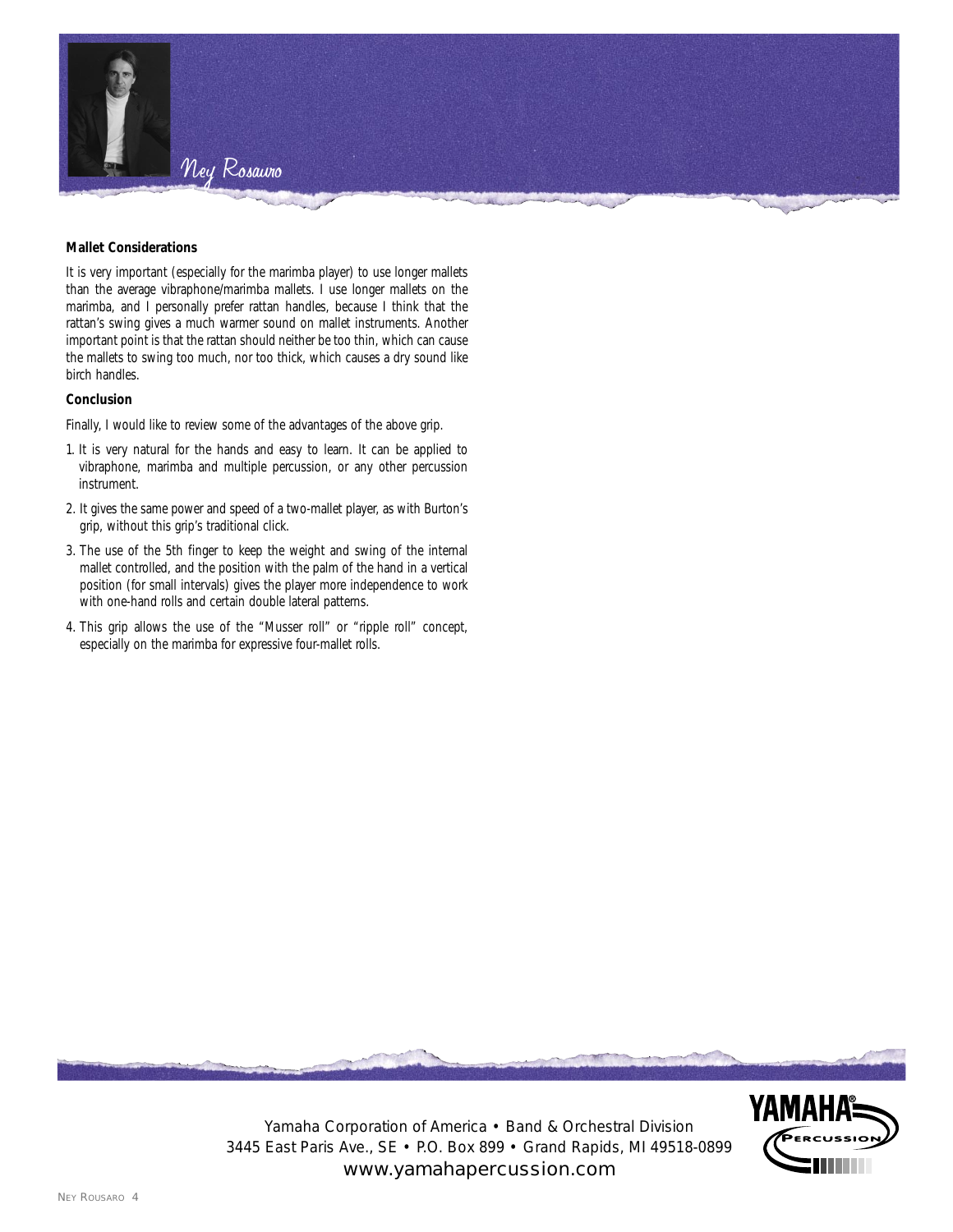### Mallet Considerations

It is very important (especially for the marimba player) to use longer mallets than the average vibraphone/marimba mallets. I use longer mallets on the marimba, and I personally prefer rattan handles, because I think that the rattan's swing gives a much warmer sound on mallet instruments. Another important point is that the rattan should neither be too thin, which can cause the mallets to swing too much, nor too thick, which causes a dry sound like birch handles.

### Conclusion

Finally, I would like to review some of the advantages of the above grip.

1. It is very natural for the hands and easy to learn. It can be applied to vibraphone, marimba and multiple percussion, or any other percussion instrument.
2. It gives the same power and speed of a two-mallet player, as with Burton's grip, without this grip's traditional click.
3. The use of the 5th finger to keep the weight and swing of the internal mallet controlled, and the position with the palm of the hand in a vertical position (for small intervals) gives the player more independence to work with one-hand rolls and certain double lateral patterns.
4. This grip allows the use of the "Musser roll" or "ripple roll" concept, especially on the marimba for expressive four-mallet rolls.

Yamaha Corporation of America • Band & Orchestral Division
3445 East Paris Ave., SE • P.O. Box 899 • Grand Rapids, MI 49518-0899
www.yamahapercussion.com